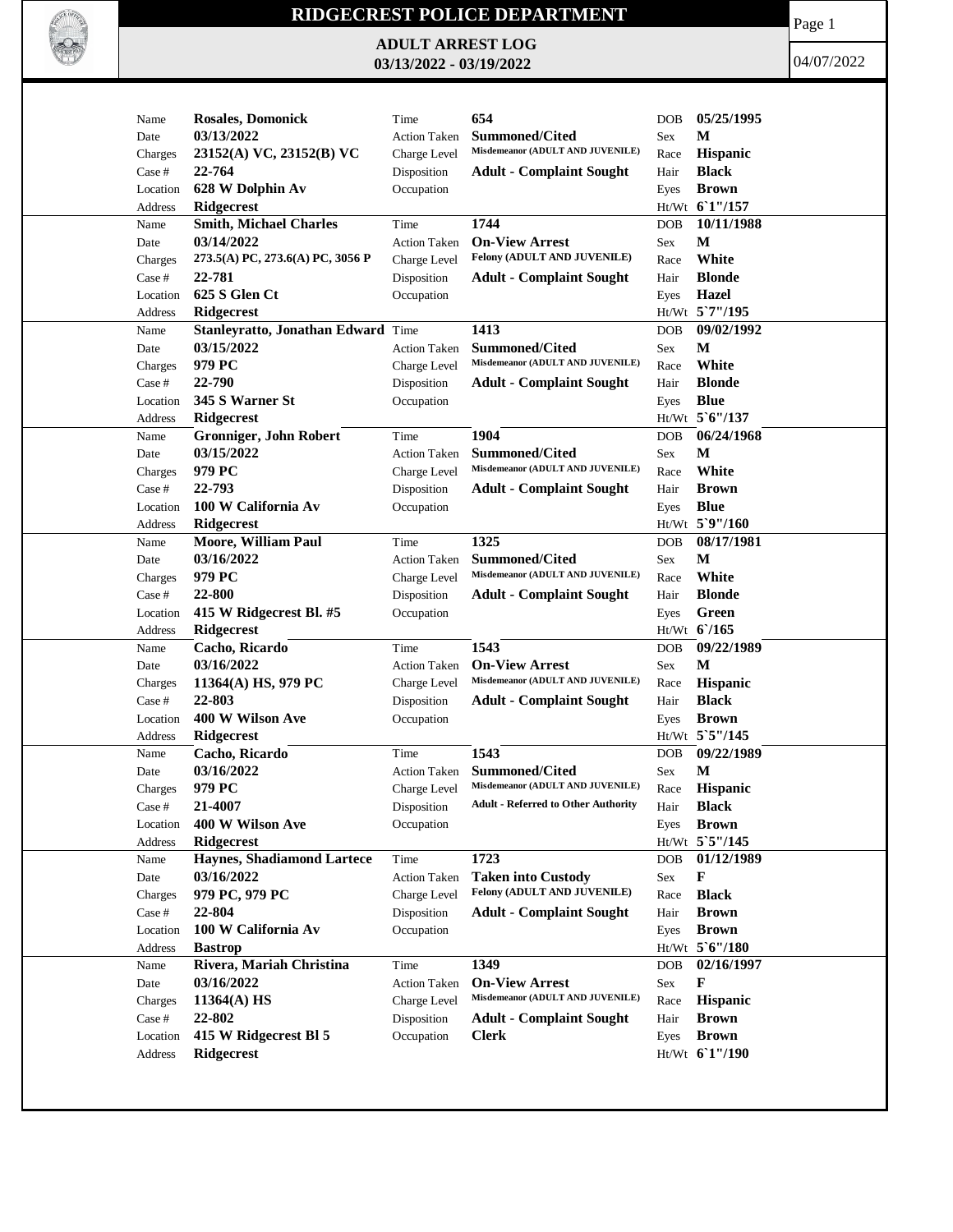# RIDGECREST POLICE DEPARTMENT

## ADULT ARREST LOG
## 03/13/2022 - 03/19/2022

04/07/2022

| Name | Rosales, Domonick | Time | 654 | DOB | 05/25/1995 |
|---|---|---|---|---|---|
| Date | 03/13/2022 | Action Taken | Summoned/Cited | Sex | M |
| Charges | 23152(A) VC, 23152(B) VC | Charge Level | Misdemeanor (ADULT AND JUVENILE) | Race | Hispanic |
| Case # | 22-764 | Disposition | Adult - Complaint Sought | Hair | Black |
| Location | 628 W Dolphin Av | Occupation | | Eyes | Brown |
| Address | Ridgecrest | | | Ht/Wt | 6`1"/157 |

| Name | Smith, Michael Charles | Time | 1744 | DOB | 10/11/1988 |
|---|---|---|---|---|---|
| Date | 03/14/2022 | Action Taken | On-View Arrest | Sex | M |
| Charges | 273.5(A) PC, 273.6(A) PC, 3056 P | Charge Level | Felony (ADULT AND JUVENILE) | Race | White |
| Case # | 22-781 | Disposition | Adult - Complaint Sought | Hair | Blonde |
| Location | 625 S Glen Ct | Occupation | | Eyes | Hazel |
| Address | Ridgecrest | | | Ht/Wt | 5`7"/195 |

| Name | Stanleyratto, Jonathan Edward | Time | 1413 | DOB | 09/02/1992 |
|---|---|---|---|---|---|
| Date | 03/15/2022 | Action Taken | Summoned/Cited | Sex | M |
| Charges | 979 PC | Charge Level | Misdemeanor (ADULT AND JUVENILE) | Race | White |
| Case # | 22-790 | Disposition | Adult - Complaint Sought | Hair | Blonde |
| Location | 345 S Warner St | Occupation | | Eyes | Blue |
| Address | Ridgecrest | | | Ht/Wt | 5`6"/137 |

| Name | Gronniger, John Robert | Time | 1904 | DOB | 06/24/1968 |
|---|---|---|---|---|---|
| Date | 03/15/2022 | Action Taken | Summoned/Cited | Sex | M |
| Charges | 979 PC | Charge Level | Misdemeanor (ADULT AND JUVENILE) | Race | White |
| Case # | 22-793 | Disposition | Adult - Complaint Sought | Hair | Brown |
| Location | 100 W California Av | Occupation | | Eyes | Blue |
| Address | Ridgecrest | | | Ht/Wt | 5`9"/160 |

| Name | Moore, William Paul | Time | 1325 | DOB | 08/17/1981 |
|---|---|---|---|---|---|
| Date | 03/16/2022 | Action Taken | Summoned/Cited | Sex | M |
| Charges | 979 PC | Charge Level | Misdemeanor (ADULT AND JUVENILE) | Race | White |
| Case # | 22-800 | Disposition | Adult - Complaint Sought | Hair | Blonde |
| Location | 415 W Ridgecrest Bl. #5 | Occupation | | Eyes | Green |
| Address | Ridgecrest | | | Ht/Wt | 6`/165 |

| Name | Cacho, Ricardo | Time | 1543 | DOB | 09/22/1989 |
|---|---|---|---|---|---|
| Date | 03/16/2022 | Action Taken | On-View Arrest | Sex | M |
| Charges | 11364(A) HS, 979 PC | Charge Level | Misdemeanor (ADULT AND JUVENILE) | Race | Hispanic |
| Case # | 22-803 | Disposition | Adult - Complaint Sought | Hair | Black |
| Location | 400 W Wilson Ave | Occupation | | Eyes | Brown |
| Address | Ridgecrest | | | Ht/Wt | 5`5"/145 |

| Name | Cacho, Ricardo | Time | 1543 | DOB | 09/22/1989 |
|---|---|---|---|---|---|
| Date | 03/16/2022 | Action Taken | Summoned/Cited | Sex | M |
| Charges | 979 PC | Charge Level | Misdemeanor (ADULT AND JUVENILE) | Race | Hispanic |
| Case # | 21-4007 | Disposition | Adult - Referred to Other Authority | Hair | Black |
| Location | 400 W Wilson Ave | Occupation | | Eyes | Brown |
| Address | Ridgecrest | | | Ht/Wt | 5`5"/145 |

| Name | Haynes, Shadiamond Lartece | Time | 1723 | DOB | 01/12/1989 |
|---|---|---|---|---|---|
| Date | 03/16/2022 | Action Taken | Taken into Custody | Sex | F |
| Charges | 979 PC, 979 PC | Charge Level | Felony (ADULT AND JUVENILE) | Race | Black |
| Case # | 22-804 | Disposition | Adult - Complaint Sought | Hair | Brown |
| Location | 100 W California Av | Occupation | | Eyes | Brown |
| Address | Bastrop | | | Ht/Wt | 5`6"/180 |

| Name | Rivera, Mariah Christina | Time | 1349 | DOB | 02/16/1997 |
|---|---|---|---|---|---|
| Date | 03/16/2022 | Action Taken | On-View Arrest | Sex | F |
| Charges | 11364(A) HS | Charge Level | Misdemeanor (ADULT AND JUVENILE) | Race | Hispanic |
| Case # | 22-802 | Disposition | Adult - Complaint Sought | Hair | Brown |
| Location | 415 W Ridgecrest Bl 5 | Occupation | Clerk | Eyes | Brown |
| Address | Ridgecrest | | | Ht/Wt | 6`1"/190 |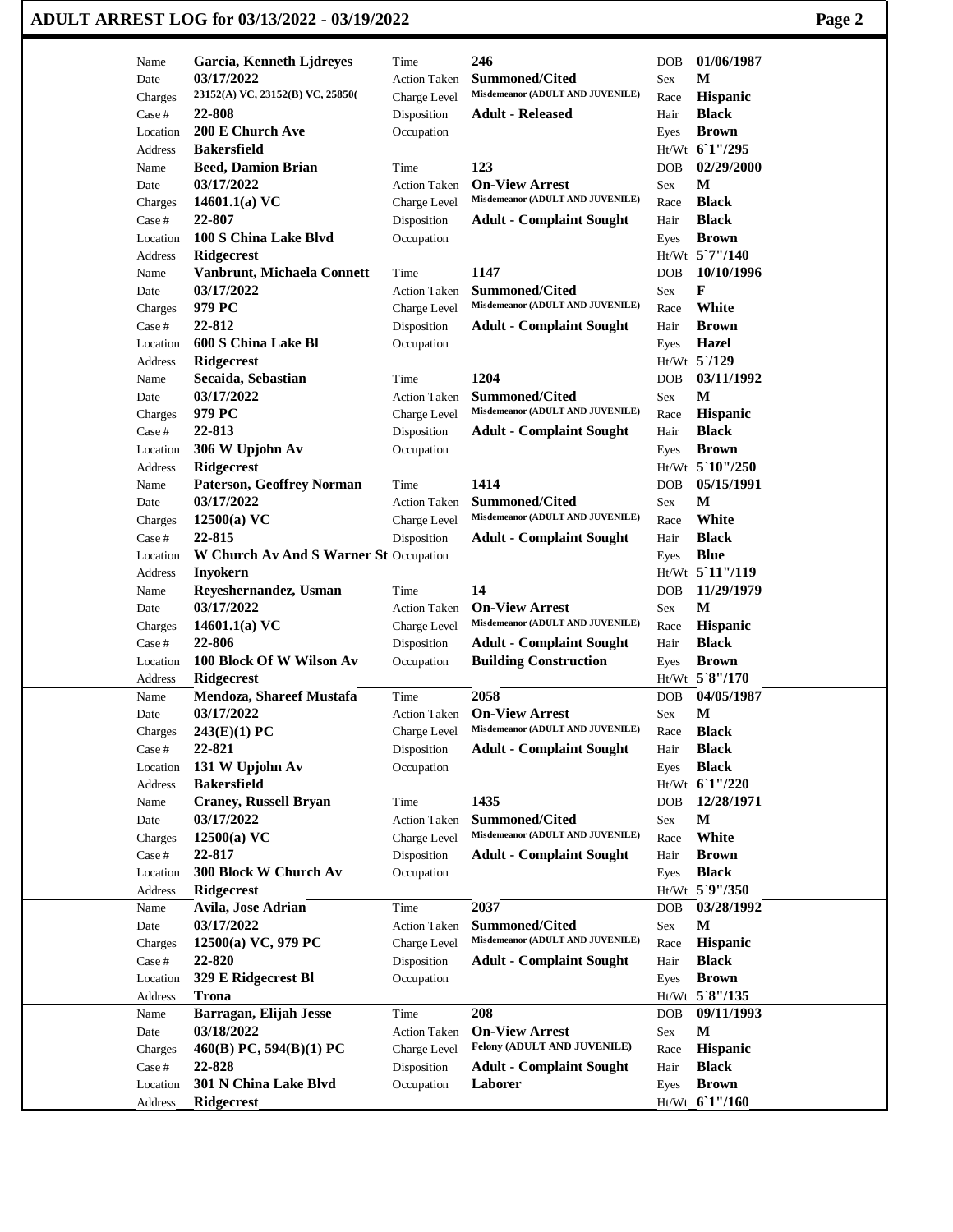# ADULT ARREST LOG for 03/13/2022 - 03/19/2022

| Name | Garcia, Kenneth Ljdreyes | Time | 246 | DOB | 01/06/1987 |
|---|---|---|---|---|---|
| Date | 03/17/2022 | Action Taken | Summoned/Cited | Sex | M |
| Charges | 23152(A) VC, 23152(B) VC, 25850( | Charge Level | Misdemeanor (ADULT AND JUVENILE) | Race | Hispanic |
| Case # | 22-808 | Disposition | Adult - Released | Hair | Black |
| Location | 200 E Church Ave | Occupation | | Eyes | Brown |
| Address | Bakersfield | | | Ht/Wt | 6`1"/295 |

| Name | Beed, Damion Brian | Time | 123 | DOB | 02/29/2000 |
|---|---|---|---|---|---|
| Date | 03/17/2022 | Action Taken | On-View Arrest | Sex | M |
| Charges | 14601.1(a) VC | Charge Level | Misdemeanor (ADULT AND JUVENILE) | Race | Black |
| Case # | 22-807 | Disposition | Adult - Complaint Sought | Hair | Black |
| Location | 100 S China Lake Blvd | Occupation | | Eyes | Brown |
| Address | Ridgecrest | | | Ht/Wt | 5`7"/140 |

| Name | Vanbrunt, Michaela Connett | Time | 1147 | DOB | 10/10/1996 |
|---|---|---|---|---|---|
| Date | 03/17/2022 | Action Taken | Summoned/Cited | Sex | F |
| Charges | 979 PC | Charge Level | Misdemeanor (ADULT AND JUVENILE) | Race | White |
| Case # | 22-812 | Disposition | Adult - Complaint Sought | Hair | Brown |
| Location | 600 S China Lake Bl | Occupation | | Eyes | Hazel |
| Address | Ridgecrest | | | Ht/Wt | 5`/129 |

| Name | Secaida, Sebastian | Time | 1204 | DOB | 03/11/1992 |
|---|---|---|---|---|---|
| Date | 03/17/2022 | Action Taken | Summoned/Cited | Sex | M |
| Charges | 979 PC | Charge Level | Misdemeanor (ADULT AND JUVENILE) | Race | Hispanic |
| Case # | 22-813 | Disposition | Adult - Complaint Sought | Hair | Black |
| Location | 306 W Upjohn Av | Occupation | | Eyes | Brown |
| Address | Ridgecrest | | | Ht/Wt | 5`10"/250 |

| Name | Paterson, Geoffrey Norman | Time | 1414 | DOB | 05/15/1991 |
|---|---|---|---|---|---|
| Date | 03/17/2022 | Action Taken | Summoned/Cited | Sex | M |
| Charges | 12500(a) VC | Charge Level | Misdemeanor (ADULT AND JUVENILE) | Race | White |
| Case # | 22-815 | Disposition | Adult - Complaint Sought | Hair | Black |
| Location | W Church Av And S Warner St | Occupation | | Eyes | Blue |
| Address | Inyokern | | | Ht/Wt | 5`11"/119 |

| Name | Reyeshernandez, Usman | Time | 14 | DOB | 11/29/1979 |
|---|---|---|---|---|---|
| Date | 03/17/2022 | Action Taken | On-View Arrest | Sex | M |
| Charges | 14601.1(a) VC | Charge Level | Misdemeanor (ADULT AND JUVENILE) | Race | Hispanic |
| Case # | 22-806 | Disposition | Adult - Complaint Sought | Hair | Black |
| Location | 100 Block Of W Wilson Av | Occupation | Building Construction | Eyes | Brown |
| Address | Ridgecrest | | | Ht/Wt | 5`8"/170 |

| Name | Mendoza, Shareef Mustafa | Time | 2058 | DOB | 04/05/1987 |
|---|---|---|---|---|---|
| Date | 03/17/2022 | Action Taken | On-View Arrest | Sex | M |
| Charges | 243(E)(1) PC | Charge Level | Misdemeanor (ADULT AND JUVENILE) | Race | Black |
| Case # | 22-821 | Disposition | Adult - Complaint Sought | Hair | Black |
| Location | 131 W Upjohn Av | Occupation | | Eyes | Black |
| Address | Bakersfield | | | Ht/Wt | 6`1"/220 |

| Name | Craney, Russell Bryan | Time | 1435 | DOB | 12/28/1971 |
|---|---|---|---|---|---|
| Date | 03/17/2022 | Action Taken | Summoned/Cited | Sex | M |
| Charges | 12500(a) VC | Charge Level | Misdemeanor (ADULT AND JUVENILE) | Race | White |
| Case # | 22-817 | Disposition | Adult - Complaint Sought | Hair | Brown |
| Location | 300 Block W Church Av | Occupation | | Eyes | Black |
| Address | Ridgecrest | | | Ht/Wt | 5`9"/350 |

| Name | Avila, Jose Adrian | Time | 2037 | DOB | 03/28/1992 |
|---|---|---|---|---|---|
| Date | 03/17/2022 | Action Taken | Summoned/Cited | Sex | M |
| Charges | 12500(a) VC, 979 PC | Charge Level | Misdemeanor (ADULT AND JUVENILE) | Race | Hispanic |
| Case # | 22-820 | Disposition | Adult - Complaint Sought | Hair | Black |
| Location | 329 E Ridgecrest Bl | Occupation | | Eyes | Brown |
| Address | Trona | | | Ht/Wt | 5`8"/135 |

| Name | Barragan, Elijah Jesse | Time | 208 | DOB | 09/11/1993 |
|---|---|---|---|---|---|
| Date | 03/18/2022 | Action Taken | On-View Arrest | Sex | M |
| Charges | 460(B) PC, 594(B)(1) PC | Charge Level | Felony (ADULT AND JUVENILE) | Race | Hispanic |
| Case # | 22-828 | Disposition | Adult - Complaint Sought | Hair | Black |
| Location | 301 N China Lake Blvd | Occupation | Laborer | Eyes | Brown |
| Address | Ridgecrest | | | Ht/Wt | 6`1"/160 |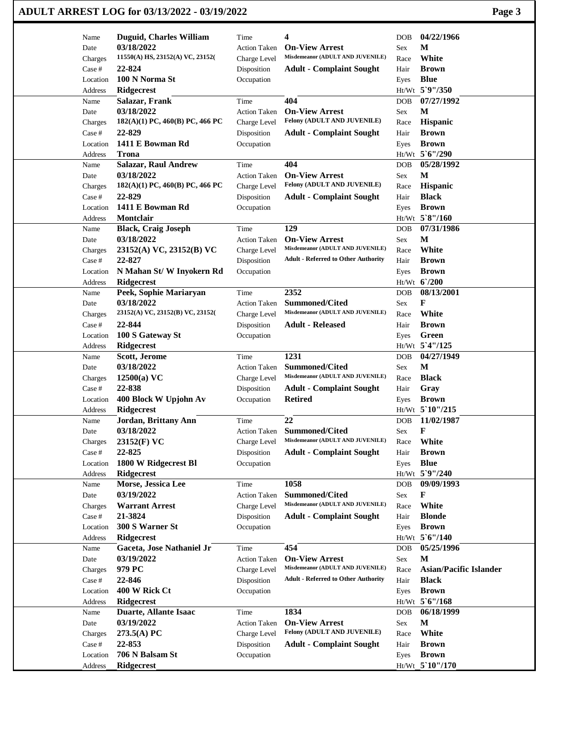# ADULT ARREST LOG for 03/13/2022 - 03/19/2022

| Field | Value | Field | Value | Field | Value |
|---|---|---|---|---|---|
| Name | **Duguid, Charles William** | Time | **4** | DOB | **04/22/1966** |
| Date | **03/18/2022** | Action Taken | **On-View Arrest** | Sex | **M** |
| Charges | **11550(A) HS, 23152(A) VC, 23152(** | Charge Level | **Misdemeanor (ADULT AND JUVENILE)** | Race | **White** |
| Case # | **22-824** | Disposition | **Adult - Complaint Sought** | Hair | **Brown** |
| Location | **100 N Norma St** | Occupation | | Eyes | **Blue** |
| Address | **Ridgecrest** | | | Ht/Wt | **5`9"/350** |
| Name | **Salazar, Frank** | Time | **404** | DOB | **07/27/1992** |
| Date | **03/18/2022** | Action Taken | **On-View Arrest** | Sex | **M** |
| Charges | **182(A)(1) PC, 460(B) PC, 466 PC** | Charge Level | **Felony (ADULT AND JUVENILE)** | Race | **Hispanic** |
| Case # | **22-829** | Disposition | **Adult - Complaint Sought** | Hair | **Brown** |
| Location | **1411 E Bowman Rd** | Occupation | | Eyes | **Brown** |
| Address | **Trona** | | | Ht/Wt | **5`6"/290** |
| Name | **Salazar, Raul Andrew** | Time | **404** | DOB | **05/28/1992** |
| Date | **03/18/2022** | Action Taken | **On-View Arrest** | Sex | **M** |
| Charges | **182(A)(1) PC, 460(B) PC, 466 PC** | Charge Level | **Felony (ADULT AND JUVENILE)** | Race | **Hispanic** |
| Case # | **22-829** | Disposition | **Adult - Complaint Sought** | Hair | **Black** |
| Location | **1411 E Bowman Rd** | Occupation | | Eyes | **Brown** |
| Address | **Montclair** | | | Ht/Wt | **5`8"/160** |
| Name | **Black, Craig Joseph** | Time | **129** | DOB | **07/31/1986** |
| Date | **03/18/2022** | Action Taken | **On-View Arrest** | Sex | **M** |
| Charges | **23152(A) VC, 23152(B) VC** | Charge Level | **Misdemeanor (ADULT AND JUVENILE)** | Race | **White** |
| Case # | **22-827** | Disposition | **Adult - Referred to Other Authority** | Hair | **Brown** |
| Location | **N Mahan St/ W Inyokern Rd** | Occupation | | Eyes | **Brown** |
| Address | **Ridgecrest** | | | Ht/Wt | **6`/200** |
| Name | **Peek, Sophie Mariaryan** | Time | **2352** | DOB | **08/13/2001** |
| Date | **03/18/2022** | Action Taken | **Summoned/Cited** | Sex | **F** |
| Charges | **23152(A) VC, 23152(B) VC, 23152(** | Charge Level | **Misdemeanor (ADULT AND JUVENILE)** | Race | **White** |
| Case # | **22-844** | Disposition | **Adult - Released** | Hair | **Brown** |
| Location | **100 S Gateway St** | Occupation | | Eyes | **Green** |
| Address | **Ridgecrest** | | | Ht/Wt | **5`4"/125** |
| Name | **Scott, Jerome** | Time | **1231** | DOB | **04/27/1949** |
| Date | **03/18/2022** | Action Taken | **Summoned/Cited** | Sex | **M** |
| Charges | **12500(a) VC** | Charge Level | **Misdemeanor (ADULT AND JUVENILE)** | Race | **Black** |
| Case # | **22-838** | Disposition | **Adult - Complaint Sought** | Hair | **Gray** |
| Location | **400 Block W Upjohn Av** | Occupation | **Retired** | Eyes | **Brown** |
| Address | **Ridgecrest** | | | Ht/Wt | **5`10"/215** |
| Name | **Jordan, Brittany Ann** | Time | **22** | DOB | **11/02/1987** |
| Date | **03/18/2022** | Action Taken | **Summoned/Cited** | Sex | **F** |
| Charges | **23152(F) VC** | Charge Level | **Misdemeanor (ADULT AND JUVENILE)** | Race | **White** |
| Case # | **22-825** | Disposition | **Adult - Complaint Sought** | Hair | **Brown** |
| Location | **1800 W Ridgecrest Bl** | Occupation | | Eyes | **Blue** |
| Address | **Ridgecrest** | | | Ht/Wt | **5`9"/240** |
| Name | **Morse, Jessica Lee** | Time | **1058** | DOB | **09/09/1993** |
| Date | **03/19/2022** | Action Taken | **Summoned/Cited** | Sex | **F** |
| Charges | **Warrant Arrest** | Charge Level | **Misdemeanor (ADULT AND JUVENILE)** | Race | **White** |
| Case # | **21-3824** | Disposition | **Adult - Complaint Sought** | Hair | **Blonde** |
| Location | **300 S Warner St** | Occupation | | Eyes | **Brown** |
| Address | **Ridgecrest** | | | Ht/Wt | **5`6"/140** |
| Name | **Gaceta, Jose Nathaniel Jr** | Time | **454** | DOB | **05/25/1996** |
| Date | **03/19/2022** | Action Taken | **On-View Arrest** | Sex | **M** |
| Charges | **979 PC** | Charge Level | **Misdemeanor (ADULT AND JUVENILE)** | Race | **Asian/Pacific Islander** |
| Case # | **22-846** | Disposition | **Adult - Referred to Other Authority** | Hair | **Black** |
| Location | **400 W Rick Ct** | Occupation | | Eyes | **Brown** |
| Address | **Ridgecrest** | | | Ht/Wt | **5`6"/168** |
| Name | **Duarte, Allante Isaac** | Time | **1834** | DOB | **06/18/1999** |
| Date | **03/19/2022** | Action Taken | **On-View Arrest** | Sex | **M** |
| Charges | **273.5(A) PC** | Charge Level | **Felony (ADULT AND JUVENILE)** | Race | **White** |
| Case # | **22-853** | Disposition | **Adult - Complaint Sought** | Hair | **Brown** |
| Location | **706 N Balsam St** | Occupation | | Eyes | **Brown** |
| Address | **Ridgecrest** | | | Ht/Wt | **5`10"/170** |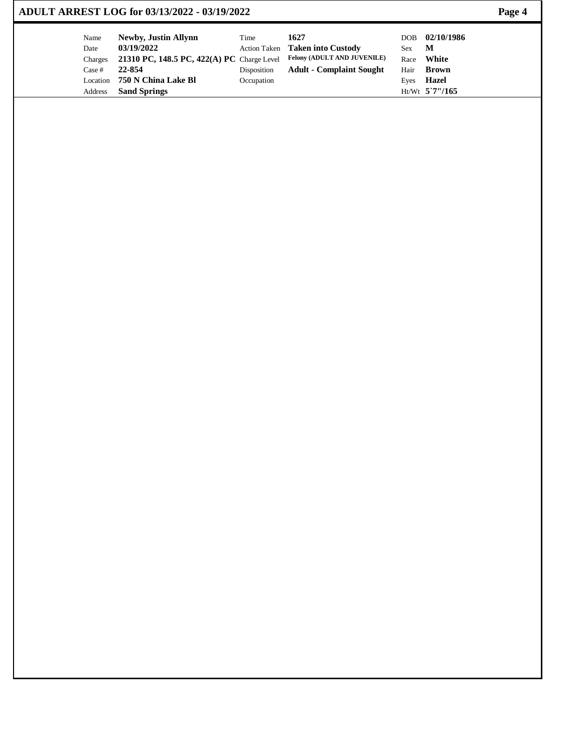# ADULT ARREST LOG for 03/13/2022 - 03/19/2022

| | | | | | |
|---|---|---|---|---|---|
| Name | **Newby, Justin Allynn** | Time | **1627** | DOB | **02/10/1986** |
| Date | **03/19/2022** | Action Taken | **Taken into Custody** | Sex | **M** |
| Charges | **21310 PC, 148.5 PC, 422(A) PC** | Charge Level | **Felony (ADULT AND JUVENILE)** | Race | **White** |
| Case # | **22-854** | Disposition | **Adult - Complaint Sought** | Hair | **Brown** |
| Location | **750 N China Lake Bl** | Occupation | | Eyes | **Hazel** |
| Address | **Sand Springs** | | | Ht/Wt | **5`7"/165** |